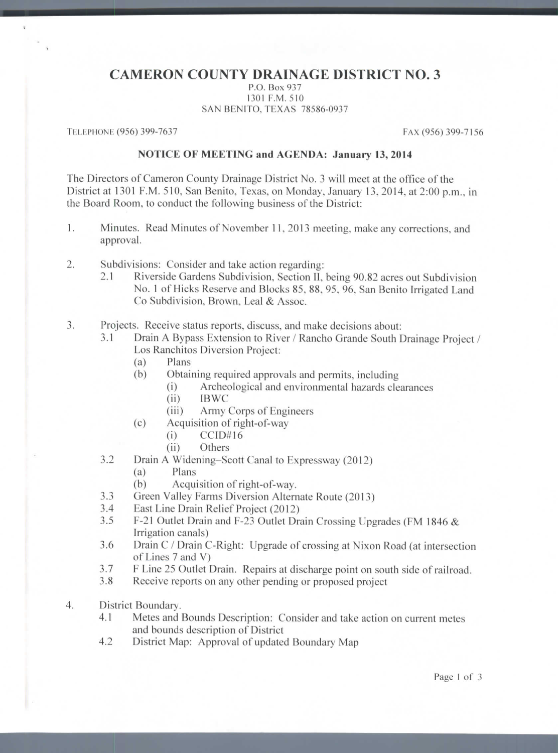# CAMERON COUNTY DRAINAGE DISTRICT NO. 3

P.O. Box 937
1301 F.M. 510
SAN BENITO, TEXAS 78586-0937

TELEPHONE (956) 399-7637 FAX (956) 399-7156

**NOTICE OF MEETING and AGENDA: January 13, 2014**

The Directors of Cameron County Drainage District No. 3 will meet at the office of the District at 1301 F.M. 510, San Benito, Texas, on Monday, January 13, 2014, at 2:00 p.m., in the Board Room, to conduct the following business of the District:

1. Minutes. Read Minutes of November 11, 2013 meeting, make any corrections, and approval.

2. Subdivisions: Consider and take action regarding:
   - 2.1 Riverside Gardens Subdivision, Section II, being 90.82 acres out Subdivision No. 1 of Hicks Reserve and Blocks 85, 88, 95, 96, San Benito Irrigated Land Co Subdivision, Brown, Leal & Assoc.

3. Projects. Receive status reports, discuss, and make decisions about:
   - 3.1 Drain A Bypass Extension to River / Rancho Grande South Drainage Project / Los Ranchitos Diversion Project:
     - (a) Plans
     - (b) Obtaining required approvals and permits, including
       - (i) Archeological and environmental hazards clearances
       - (ii) IBWC
       - (iii) Army Corps of Engineers
     - (c) Acquisition of right-of-way
       - (i) CCID#16
       - (ii) Others
   - 3.2 Drain A Widening–Scott Canal to Expressway (2012)
     - (a) Plans
     - (b) Acquisition of right-of-way.
   - 3.3 Green Valley Farms Diversion Alternate Route (2013)
   - 3.4 East Line Drain Relief Project (2012)
   - 3.5 F-21 Outlet Drain and F-23 Outlet Drain Crossing Upgrades (FM 1846 & Irrigation canals)
   - 3.6 Drain C / Drain C-Right: Upgrade of crossing at Nixon Road (at intersection of Lines 7 and V)
   - 3.7 F Line 25 Outlet Drain. Repairs at discharge point on south side of railroad.
   - 3.8 Receive reports on any other pending or proposed project

4. District Boundary.
   - 4.1 Metes and Bounds Description: Consider and take action on current metes and bounds description of District
   - 4.2 District Map: Approval of updated Boundary Map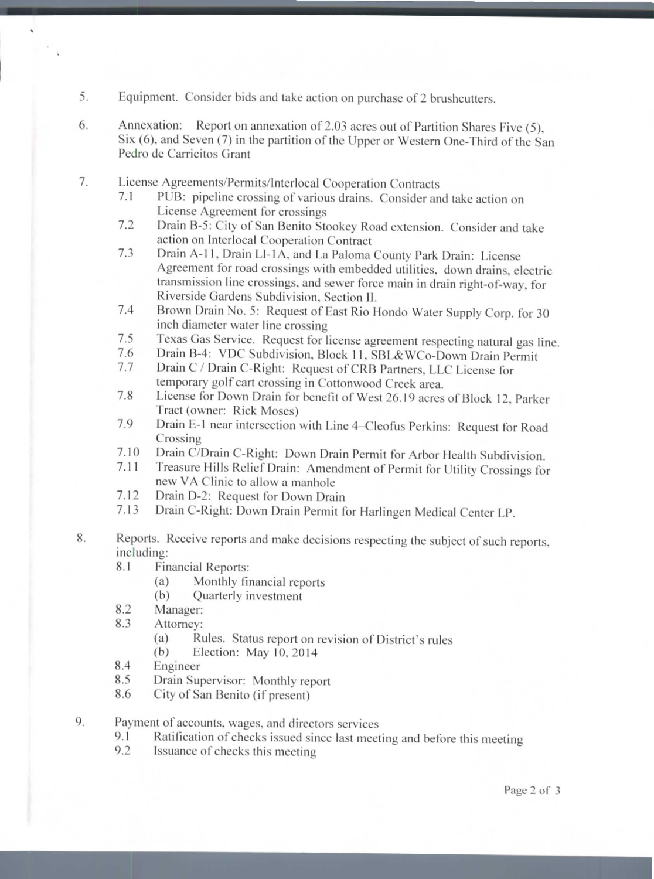5. Equipment. Consider bids and take action on purchase of 2 brushcutters.

6. Annexation: Report on annexation of 2.03 acres out of Partition Shares Five (5), Six (6), and Seven (7) in the partition of the Upper or Western One-Third of the San Pedro de Carricitos Grant

7. License Agreements/Permits/Interlocal Cooperation Contracts
   - 7.1 PUB: pipeline crossing of various drains. Consider and take action on License Agreement for crossings
   - 7.2 Drain B-5: City of San Benito Stookey Road extension. Consider and take action on Interlocal Cooperation Contract
   - 7.3 Drain A-11, Drain LI-1A, and La Paloma County Park Drain: License Agreement for road crossings with embedded utilities, down drains, electric transmission line crossings, and sewer force main in drain right-of-way, for Riverside Gardens Subdivision, Section II.
   - 7.4 Brown Drain No. 5: Request of East Rio Hondo Water Supply Corp. for 30 inch diameter water line crossing
   - 7.5 Texas Gas Service. Request for license agreement respecting natural gas line.
   - 7.6 Drain B-4: VDC Subdivision, Block 11, SBL&WCo-Down Drain Permit
   - 7.7 Drain C / Drain C-Right: Request of CRB Partners, LLC License for temporary golf cart crossing in Cottonwood Creek area.
   - 7.8 License for Down Drain for benefit of West 26.19 acres of Block 12, Parker Tract (owner: Rick Moses)
   - 7.9 Drain E-1 near intersection with Line 4–Cleofus Perkins: Request for Road Crossing
   - 7.10 Drain C/Drain C-Right: Down Drain Permit for Arbor Health Subdivision.
   - 7.11 Treasure Hills Relief Drain: Amendment of Permit for Utility Crossings for new VA Clinic to allow a manhole
   - 7.12 Drain D-2: Request for Down Drain
   - 7.13 Drain C-Right: Down Drain Permit for Harlingen Medical Center LP.

8. Reports. Receive reports and make decisions respecting the subject of such reports, including:
   - 8.1 Financial Reports:
     - (a) Monthly financial reports
     - (b) Quarterly investment
   - 8.2 Manager:
   - 8.3 Attorney:
     - (a) Rules. Status report on revision of District's rules
     - (b) Election: May 10, 2014
   - 8.4 Engineer
   - 8.5 Drain Supervisor: Monthly report
   - 8.6 City of San Benito (if present)

9. Payment of accounts, wages, and directors services
   - 9.1 Ratification of checks issued since last meeting and before this meeting
   - 9.2 Issuance of checks this meeting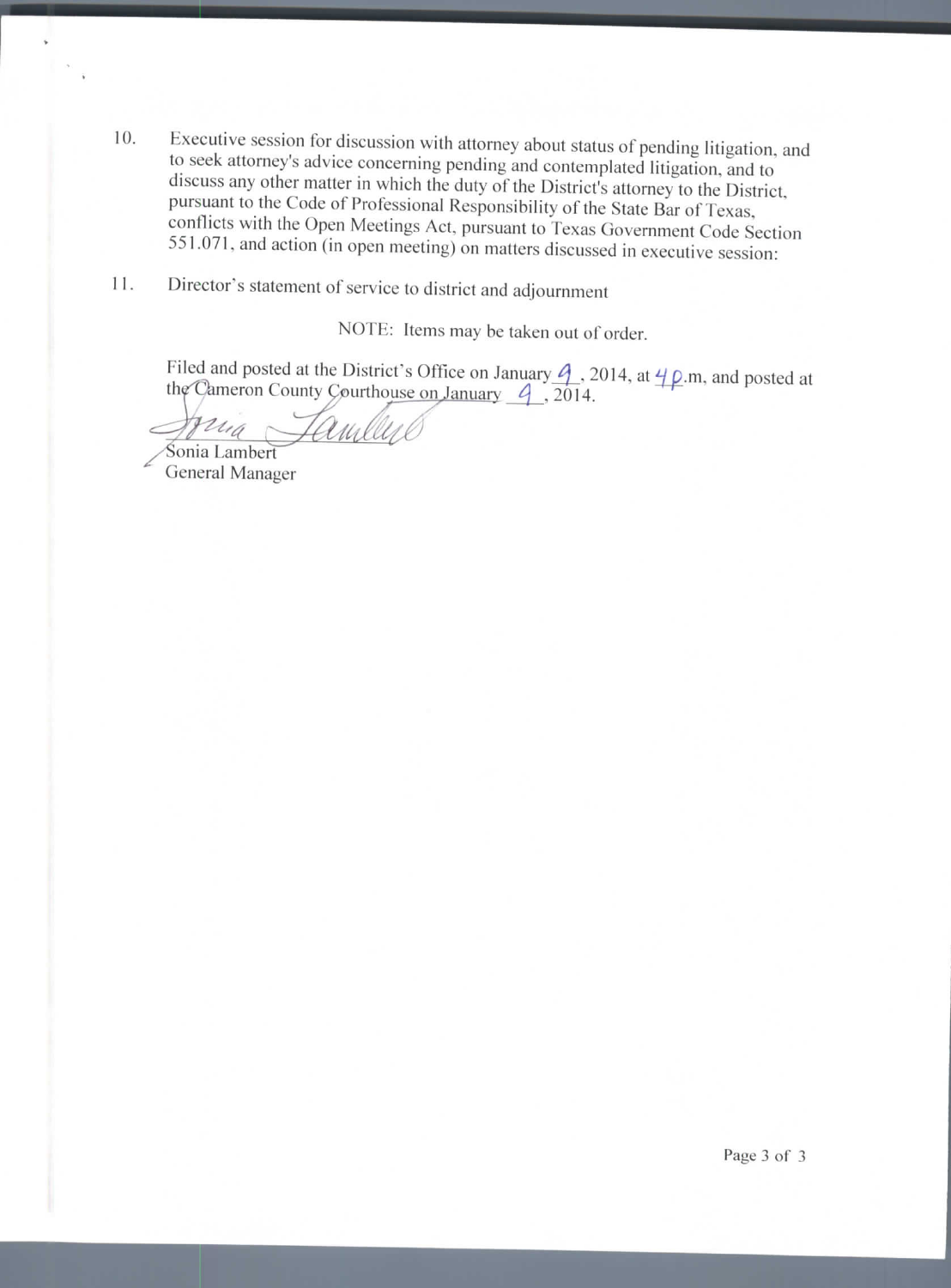10. Executive session for discussion with attorney about status of pending litigation, and to seek attorney's advice concerning pending and contemplated litigation, and to discuss any other matter in which the duty of the District's attorney to the District, pursuant to the Code of Professional Responsibility of the State Bar of Texas, conflicts with the Open Meetings Act, pursuant to Texas Government Code Section 551.071, and action (in open meeting) on matters discussed in executive session:

11. Director's statement of service to district and adjournment

NOTE: Items may be taken out of order.

Filed and posted at the District's Office on January 9, 2014, at 4 p.m, and posted at the Cameron County Courthouse on January 9, 2014.

Sonia Lambert
General Manager